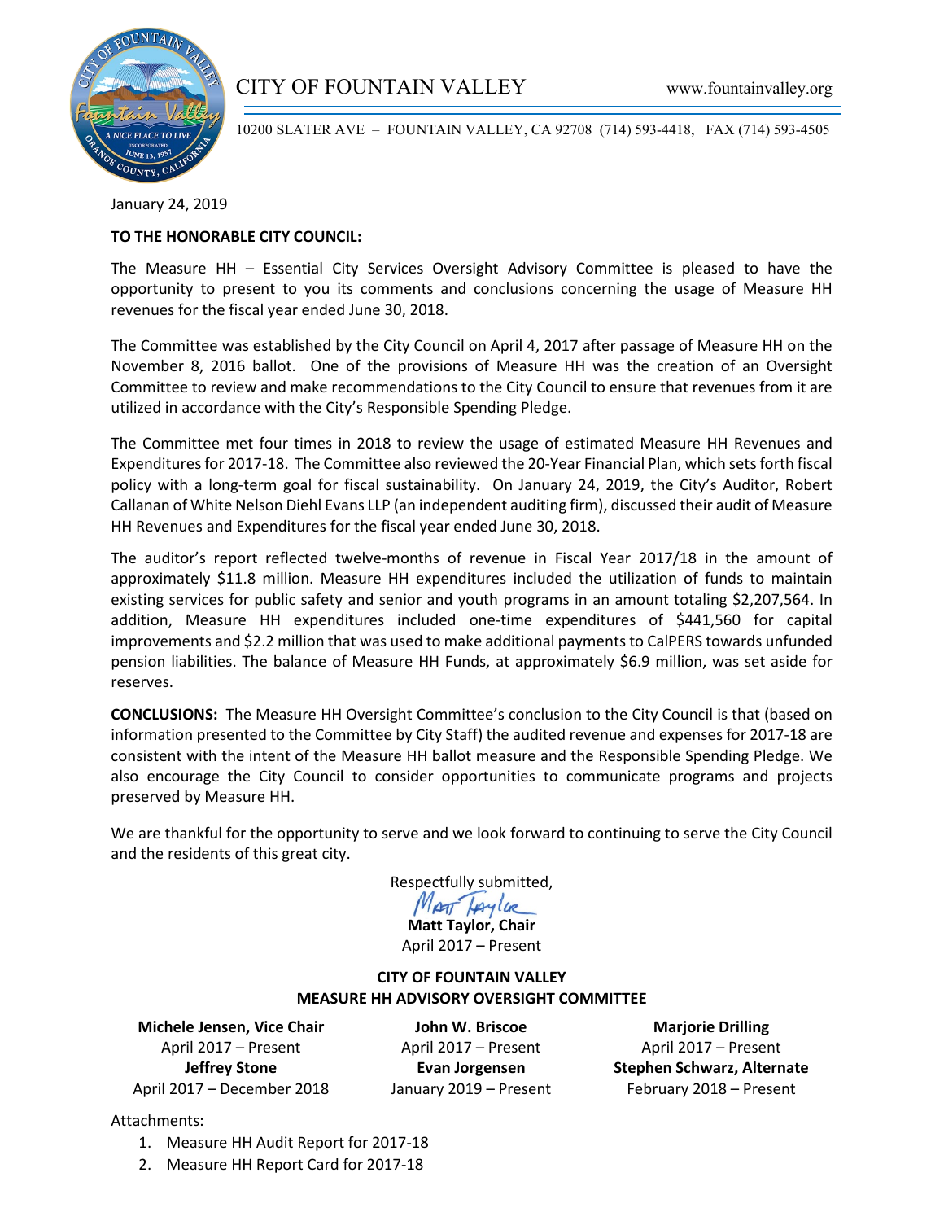# CITY OF FOUNTAIN VALLEY

www.fountainvalley.org

10200 SLATER AVE – FOUNTAIN VALLEY, CA 92708 (714) 593-4418, FAX (714) 593-4505

January 24, 2019

**TO THE HONORABLE CITY COUNCIL:**

The Measure HH – Essential City Services Oversight Advisory Committee is pleased to have the opportunity to present to you its comments and conclusions concerning the usage of Measure HH revenues for the fiscal year ended June 30, 2018.

The Committee was established by the City Council on April 4, 2017 after passage of Measure HH on the November 8, 2016 ballot. One of the provisions of Measure HH was the creation of an Oversight Committee to review and make recommendations to the City Council to ensure that revenues from it are utilized in accordance with the City's Responsible Spending Pledge.

The Committee met four times in 2018 to review the usage of estimated Measure HH Revenues and Expenditures for 2017-18. The Committee also reviewed the 20-Year Financial Plan, which sets forth fiscal policy with a long-term goal for fiscal sustainability. On January 24, 2019, the City's Auditor, Robert Callanan of White Nelson Diehl Evans LLP (an independent auditing firm), discussed their audit of Measure HH Revenues and Expenditures for the fiscal year ended June 30, 2018.

The auditor's report reflected twelve-months of revenue in Fiscal Year 2017/18 in the amount of approximately $11.8 million. Measure HH expenditures included the utilization of funds to maintain existing services for public safety and senior and youth programs in an amount totaling $2,207,564. In addition, Measure HH expenditures included one-time expenditures of $441,560 for capital improvements and $2.2 million that was used to make additional payments to CalPERS towards unfunded pension liabilities. The balance of Measure HH Funds, at approximately $6.9 million, was set aside for reserves.

**CONCLUSIONS:** The Measure HH Oversight Committee's conclusion to the City Council is that (based on information presented to the Committee by City Staff) the audited revenue and expenses for 2017-18 are consistent with the intent of the Measure HH ballot measure and the Responsible Spending Pledge. We also encourage the City Council to consider opportunities to communicate programs and projects preserved by Measure HH.

We are thankful for the opportunity to serve and we look forward to continuing to serve the City Council and the residents of this great city.

Respectfully submitted,

*Matt Taylor*

**Matt Taylor, Chair**
April 2017 – Present

**CITY OF FOUNTAIN VALLEY**
**MEASURE HH ADVISORY OVERSIGHT COMMITTEE**

**Michele Jensen, Vice Chair**
April 2017 – Present

**John W. Briscoe**
April 2017 – Present

**Marjorie Drilling**
April 2017 – Present

**Jeffrey Stone**
April 2017 – December 2018

**Evan Jorgensen**
January 2019 – Present

**Stephen Schwarz, Alternate**
February 2018 – Present

Attachments:

1. Measure HH Audit Report for 2017-18
2. Measure HH Report Card for 2017-18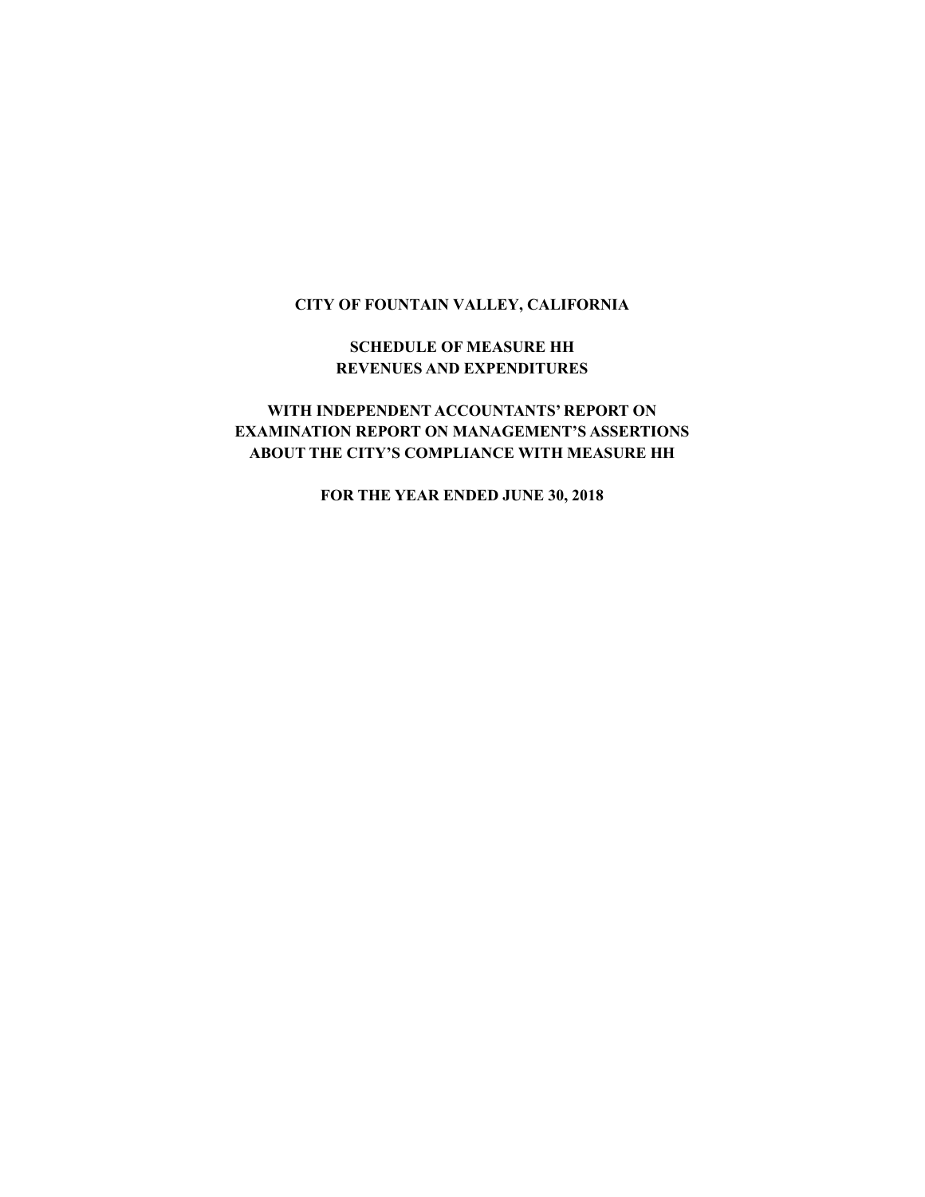**CITY OF FOUNTAIN VALLEY, CALIFORNIA**

**SCHEDULE OF MEASURE HH**
**REVENUES AND EXPENDITURES**

**WITH INDEPENDENT ACCOUNTANTS' REPORT ON**
**EXAMINATION REPORT ON MANAGEMENT'S ASSERTIONS**
**ABOUT THE CITY'S COMPLIANCE WITH MEASURE HH**

**FOR THE YEAR ENDED JUNE 30, 2018**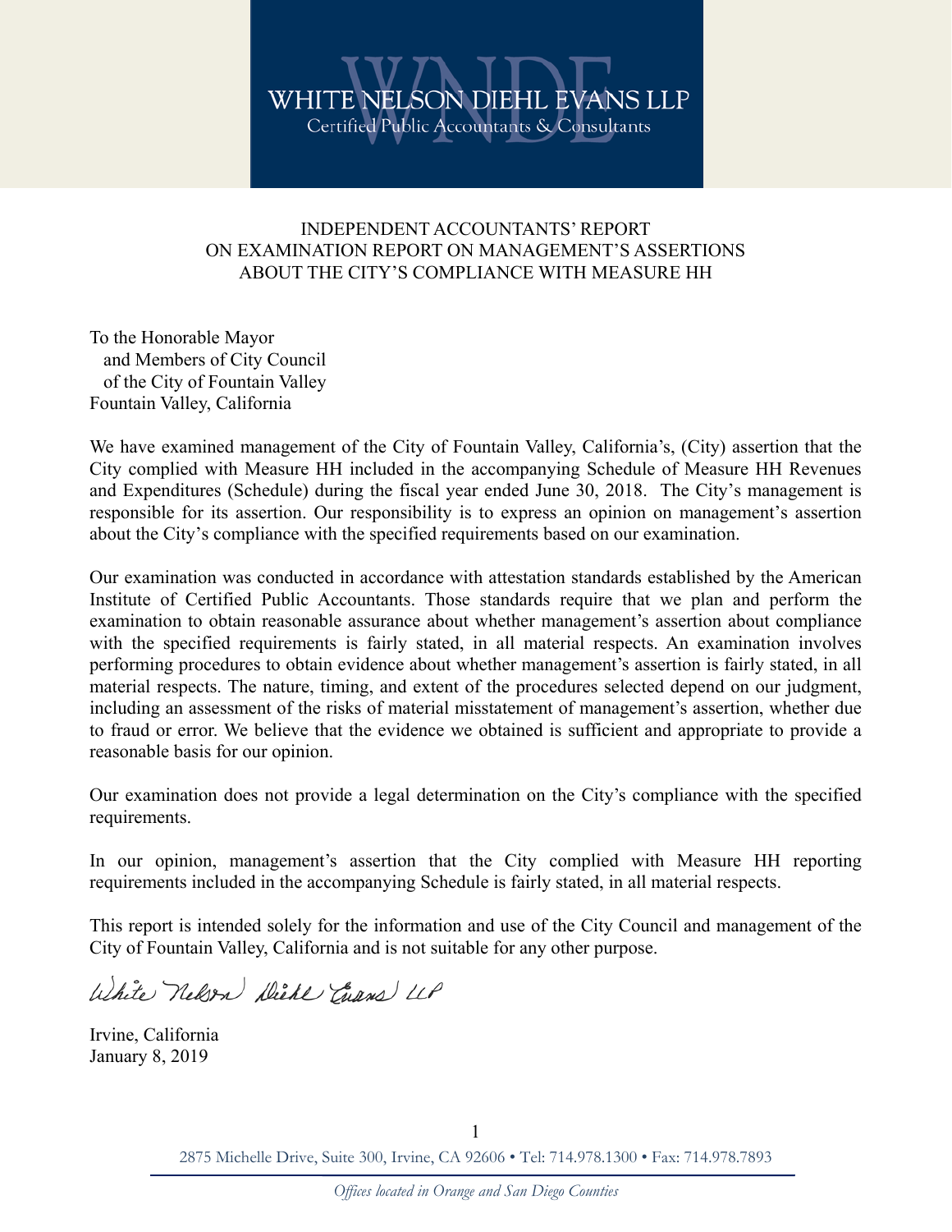WHITE NELSON DIEHL EVANS LLP
Certified Public Accountants & Consultants

# INDEPENDENT ACCOUNTANTS' REPORT ON EXAMINATION REPORT ON MANAGEMENT'S ASSERTIONS ABOUT THE CITY'S COMPLIANCE WITH MEASURE HH

To the Honorable Mayor
and Members of City Council
of the City of Fountain Valley
Fountain Valley, California

We have examined management of the City of Fountain Valley, California's, (City) assertion that the City complied with Measure HH included in the accompanying Schedule of Measure HH Revenues and Expenditures (Schedule) during the fiscal year ended June 30, 2018. The City's management is responsible for its assertion. Our responsibility is to express an opinion on management's assertion about the City's compliance with the specified requirements based on our examination.

Our examination was conducted in accordance with attestation standards established by the American Institute of Certified Public Accountants. Those standards require that we plan and perform the examination to obtain reasonable assurance about whether management's assertion about compliance with the specified requirements is fairly stated, in all material respects. An examination involves performing procedures to obtain evidence about whether management's assertion is fairly stated, in all material respects. The nature, timing, and extent of the procedures selected depend on our judgment, including an assessment of the risks of material misstatement of management's assertion, whether due to fraud or error. We believe that the evidence we obtained is sufficient and appropriate to provide a reasonable basis for our opinion.

Our examination does not provide a legal determination on the City's compliance with the specified requirements.

In our opinion, management's assertion that the City complied with Measure HH reporting requirements included in the accompanying Schedule is fairly stated, in all material respects.

This report is intended solely for the information and use of the City Council and management of the City of Fountain Valley, California and is not suitable for any other purpose.

*White Nelson Diehl Evans LLP*

Irvine, California
January 8, 2019

2875 Michelle Drive, Suite 300, Irvine, CA 92606 • Tel: 714.978.1300 • Fax: 714.978.7893

*Offices located in Orange and San Diego Counties*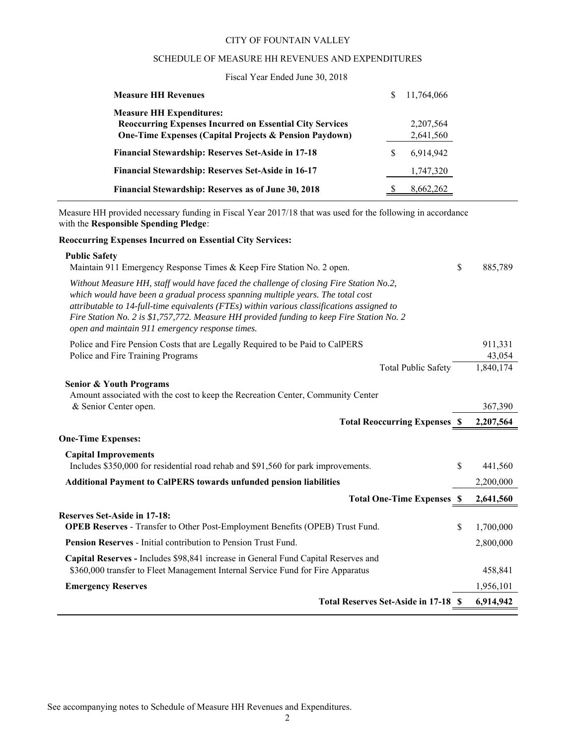CITY OF FOUNTAIN VALLEY

SCHEDULE OF MEASURE HH REVENUES AND EXPENDITURES

Fiscal Year Ended June 30, 2018

| | |
|---|---|
| **Measure HH Revenues** | $ 11,764,066 |
| **Measure HH Expenditures:** | |
| **Reoccurring Expenses Incurred on Essential City Services** | 2,207,564 |
| **One-Time Expenses (Capital Projects & Pension Paydown)** | 2,641,560 |
| **Financial Stewardship: Reserves Set-Aside in 17-18** | $ 6,914,942 |
| **Financial Stewardship: Reserves Set-Aside in 16-17** | 1,747,320 |
| **Financial Stewardship: Reserves as of June 30, 2018** | $ 8,662,262 |

Measure HH provided necessary funding in Fiscal Year 2017/18 that was used for the following in accordance with the **Responsible Spending Pledge**:

**Reoccurring Expenses Incurred on Essential City Services:**

**Public Safety**

| | |
|---|---|
| Maintain 911 Emergency Response Times & Keep Fire Station No. 2 open. | $ 885,789 |

*Without Measure HH, staff would have faced the challenge of closing Fire Station No.2, which would have been a gradual process spanning multiple years. The total cost attributable to 14-full-time equivalents (FTEs) within various classifications assigned to Fire Station No. 2 is $1,757,772. Measure HH provided funding to keep Fire Station No. 2 open and maintain 911 emergency response times.*

| | |
|---|---|
| Police and Fire Pension Costs that are Legally Required to be Paid to CalPERS | 911,331 |
| Police and Fire Training Programs | 43,054 |
| Total Public Safety | 1,840,174 |

**Senior & Youth Programs**

| | |
|---|---|
| Amount associated with the cost to keep the Recreation Center, Community Center & Senior Center open. | 367,390 |
| **Total Reoccurring Expenses** | **$ 2,207,564** |

**One-Time Expenses:**

**Capital Improvements**

| | |
|---|---|
| Includes $350,000 for residential road rehab and $91,560 for park improvements. | $ 441,560 |
| **Additional Payment to CalPERS towards unfunded pension liabilities** | 2,200,000 |
| **Total One-Time Expenses** | **$ 2,641,560** |

**Reserves Set-Aside in 17-18:**

| | |
|---|---|
| **OPEB Reserves** - Transfer to Other Post-Employment Benefits (OPEB) Trust Fund. | $ 1,700,000 |
| **Pension Reserves** - Initial contribution to Pension Trust Fund. | 2,800,000 |
| **Capital Reserves -** Includes $98,841 increase in General Fund Capital Reserves and $360,000 transfer to Fleet Management Internal Service Fund for Fire Apparatus | 458,841 |
| **Emergency Reserves** | 1,956,101 |
| **Total Reserves Set-Aside in 17-18** | **$ 6,914,942** |

See accompanying notes to Schedule of Measure HH Revenues and Expenditures.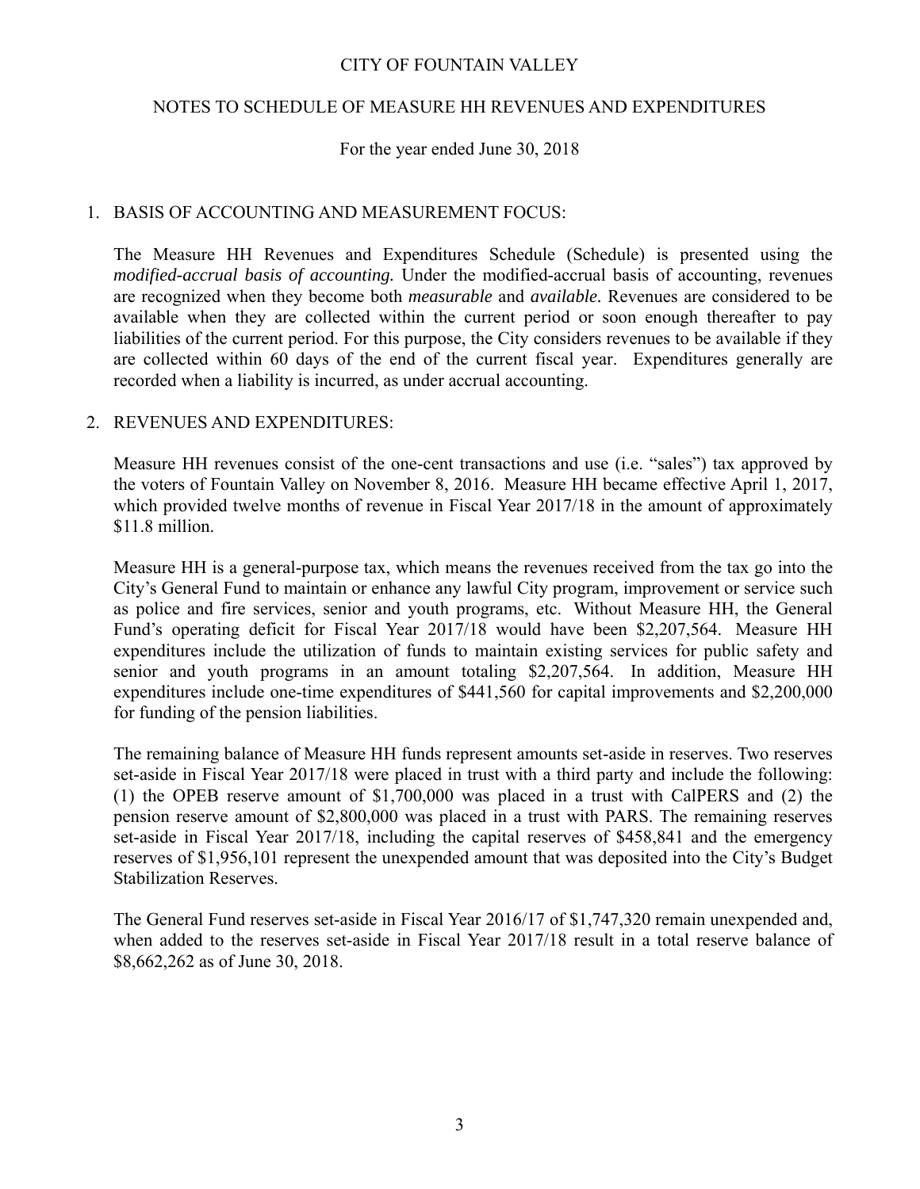# CITY OF FOUNTAIN VALLEY

## NOTES TO SCHEDULE OF MEASURE HH REVENUES AND EXPENDITURES

For the year ended June 30, 2018

### 1. BASIS OF ACCOUNTING AND MEASUREMENT FOCUS:

The Measure HH Revenues and Expenditures Schedule (Schedule) is presented using the *modified-accrual basis of accounting.* Under the modified-accrual basis of accounting, revenues are recognized when they become both *measurable* and *available.* Revenues are considered to be available when they are collected within the current period or soon enough thereafter to pay liabilities of the current period. For this purpose, the City considers revenues to be available if they are collected within 60 days of the end of the current fiscal year. Expenditures generally are recorded when a liability is incurred, as under accrual accounting.

### 2. REVENUES AND EXPENDITURES:

Measure HH revenues consist of the one-cent transactions and use (i.e. "sales") tax approved by the voters of Fountain Valley on November 8, 2016. Measure HH became effective April 1, 2017, which provided twelve months of revenue in Fiscal Year 2017/18 in the amount of approximately \$11.8 million.

Measure HH is a general-purpose tax, which means the revenues received from the tax go into the City's General Fund to maintain or enhance any lawful City program, improvement or service such as police and fire services, senior and youth programs, etc. Without Measure HH, the General Fund's operating deficit for Fiscal Year 2017/18 would have been \$2,207,564. Measure HH expenditures include the utilization of funds to maintain existing services for public safety and senior and youth programs in an amount totaling \$2,207,564. In addition, Measure HH expenditures include one-time expenditures of \$441,560 for capital improvements and \$2,200,000 for funding of the pension liabilities.

The remaining balance of Measure HH funds represent amounts set-aside in reserves. Two reserves set-aside in Fiscal Year 2017/18 were placed in trust with a third party and include the following: (1) the OPEB reserve amount of \$1,700,000 was placed in a trust with CalPERS and (2) the pension reserve amount of \$2,800,000 was placed in a trust with PARS. The remaining reserves set-aside in Fiscal Year 2017/18, including the capital reserves of \$458,841 and the emergency reserves of \$1,956,101 represent the unexpended amount that was deposited into the City's Budget Stabilization Reserves.

The General Fund reserves set-aside in Fiscal Year 2016/17 of \$1,747,320 remain unexpended and, when added to the reserves set-aside in Fiscal Year 2017/18 result in a total reserve balance of \$8,662,262 as of June 30, 2018.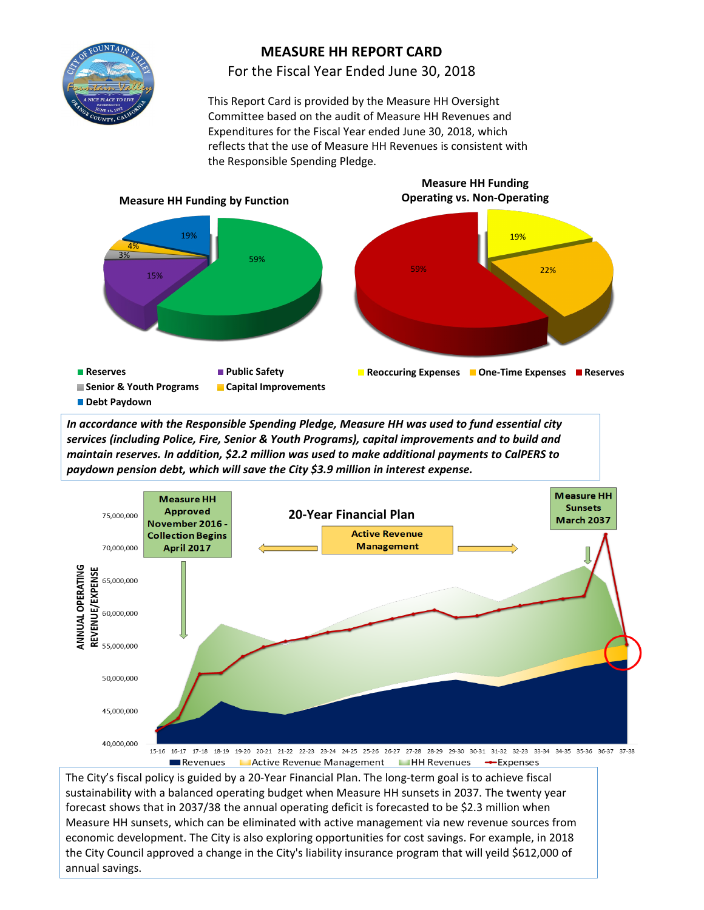# MEASURE HH REPORT CARD

For the Fiscal Year Ended June 30, 2018

This Report Card is provided by the Measure HH Oversight Committee based on the audit of Measure HH Revenues and Expenditures for the Fiscal Year ended June 30, 2018, which reflects that the use of Measure HH Revenues is consistent with the Responsible Spending Pledge.

**Measure HH Funding by Function**

59%
19%
4%
3%
15%

Reserves
Public Safety
Senior & Youth Programs
Capital Improvements
Debt Paydown

**Measure HH Funding Operating vs. Non-Operating**

19%
22%
59%

Reoccuring Expenses
One-Time Expenses
Reserves

***In accordance with the Responsible Spending Pledge, Measure HH was used to fund essential city services (including Police, Fire, Senior & Youth Programs), capital improvements and to build and maintain reserves. In addition, $2.2 million was used to make additional payments to CalPERS to paydown pension debt, which will save the City $3.9 million in interest expense.***

**20-Year Financial Plan**

Measure HH Approved November 2016 - Collection Begins April 2017

Active Revenue Management

Measure HH Sunsets March 2037

ANNUAL OPERATING REVENUE/EXPENSE

75,000,000
70,000,000
65,000,000
60,000,000
55,000,000
50,000,000
45,000,000
40,000,000

15-16 16-17 17-18 18-19 19-20 20-21 21-22 22-23 23-24 24-25 25-26 26-27 27-28 28-29 29-30 30-31 31-32 32-23 33-34 34-35 35-36 36-37 37-38

Revenues
Active Revenue Management
HH Revenues
Expenses

The City's fiscal policy is guided by a 20-Year Financial Plan. The long-term goal is to achieve fiscal sustainability with a balanced operating budget when Measure HH sunsets in 2037. The twenty year forecast shows that in 2037/38 the annual operating deficit is forecasted to be $2.3 million when Measure HH sunsets, which can be eliminated with active management via new revenue sources from economic development. The City is also exploring opportunities for cost savings. For example, in 2018 the City Council approved a change in the City's liability insurance program that will yeild $612,000 of annual savings.